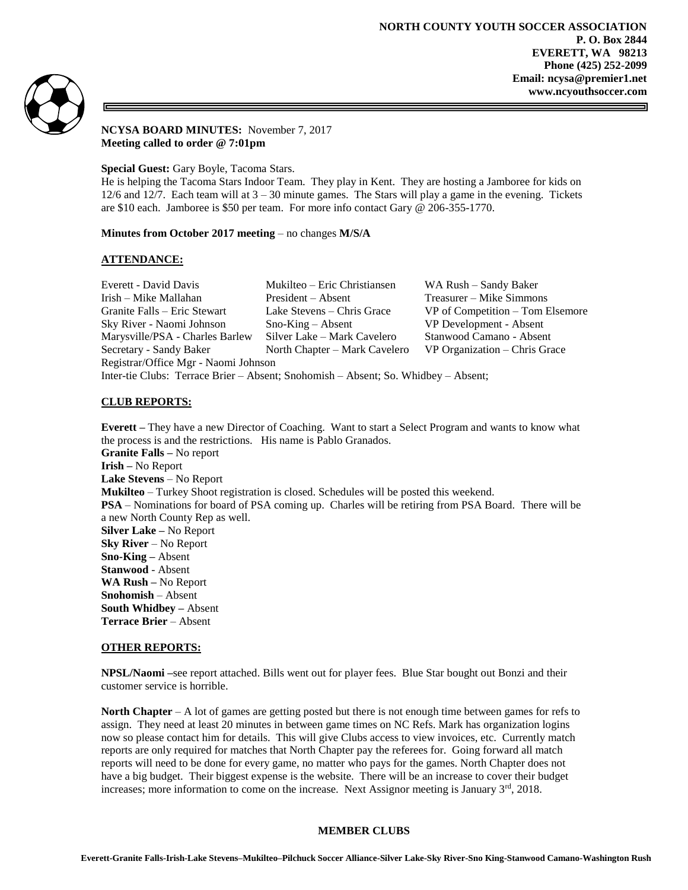**NORTH COUNTY YOUTH SOCCER ASSOCIATION**
**P. O. Box 2844**
**EVERETT, WA 98213**
**Phone (425) 252-2099**
**Email: ncysa@premier1.net**
**www.ncyouthsoccer.com**

**NCYSA BOARD MINUTES:** November 7, 2017
**Meeting called to order @ 7:01pm**

**Special Guest:** Gary Boyle, Tacoma Stars.
He is helping the Tacoma Stars Indoor Team. They play in Kent. They are hosting a Jamboree for kids on 12/6 and 12/7. Each team will at 3 – 30 minute games. The Stars will play a game in the evening. Tickets are $10 each. Jamboree is $50 per team. For more info contact Gary @ 206-355-1770.

**Minutes from October 2017 meeting** – no changes **M/S/A**

## ATTENDANCE:

| | | |
|---|---|---|
| Everett - David Davis | Mukilteo – Eric Christiansen | WA Rush – Sandy Baker |
| Irish – Mike Mallahan | President – Absent | Treasurer – Mike Simmons |
| Granite Falls – Eric Stewart | Lake Stevens – Chris Grace | VP of Competition – Tom Elsemore |
| Sky River - Naomi Johnson | Sno-King – Absent | VP Development - Absent |
| Marysville/PSA - Charles Barlew | Silver Lake – Mark Cavelero | Stanwood Camano - Absent |
| Secretary - Sandy Baker | North Chapter – Mark Cavelero | VP Organization – Chris Grace |

Registrar/Office Mgr - Naomi Johnson
Inter-tie Clubs: Terrace Brier – Absent; Snohomish – Absent; So. Whidbey – Absent;

## CLUB REPORTS:

**Everett –** They have a new Director of Coaching. Want to start a Select Program and wants to know what the process is and the restrictions. His name is Pablo Granados.
**Granite Falls –** No report
**Irish –** No Report
**Lake Stevens** – No Report
**Mukilteo** – Turkey Shoot registration is closed. Schedules will be posted this weekend.
**PSA** – Nominations for board of PSA coming up. Charles will be retiring from PSA Board. There will be a new North County Rep as well.
**Silver Lake –** No Report
**Sky River** – No Report
**Sno-King –** Absent
**Stanwood** - Absent
**WA Rush –** No Report
**Snohomish** – Absent
**South Whidbey –** Absent
**Terrace Brier** – Absent

## OTHER REPORTS:

**NPSL/Naomi –**see report attached. Bills went out for player fees. Blue Star bought out Bonzi and their customer service is horrible.

**North Chapter** – A lot of games are getting posted but there is not enough time between games for refs to assign. They need at least 20 minutes in between game times on NC Refs. Mark has organization logins now so please contact him for details. This will give Clubs access to view invoices, etc. Currently match reports are only required for matches that North Chapter pay the referees for. Going forward all match reports will need to be done for every game, no matter who pays for the games. North Chapter does not have a big budget. Their biggest expense is the website. There will be an increase to cover their budget increases; more information to come on the increase. Next Assignor meeting is January 3rd, 2018.

**MEMBER CLUBS**

**Everett-Granite Falls-Irish-Lake Stevens–Mukilteo–Pilchuck Soccer Alliance-Silver Lake-Sky River-Sno King-Stanwood Camano-Washington Rush**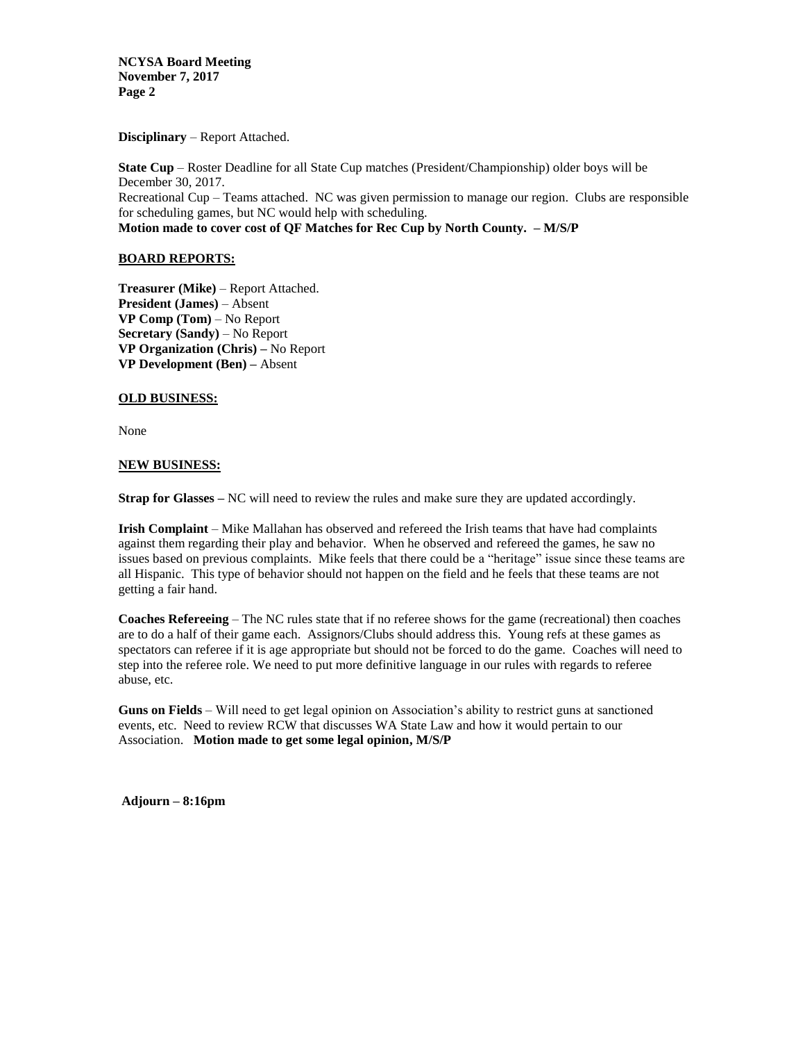**Disciplinary** – Report Attached.

**State Cup** – Roster Deadline for all State Cup matches (President/Championship) older boys will be December 30, 2017.
Recreational Cup – Teams attached. NC was given permission to manage our region. Clubs are responsible for scheduling games, but NC would help with scheduling.
**Motion made to cover cost of QF Matches for Rec Cup by North County. – M/S/P**

**BOARD REPORTS:**

**Treasurer (Mike)** – Report Attached.
**President (James)** – Absent
**VP Comp (Tom)** – No Report
**Secretary (Sandy)** – No Report
**VP Organization (Chris) –** No Report
**VP Development (Ben) –** Absent

**OLD BUSINESS:**

None

**NEW BUSINESS:**

**Strap for Glasses –** NC will need to review the rules and make sure they are updated accordingly.

**Irish Complaint** – Mike Mallahan has observed and refereed the Irish teams that have had complaints against them regarding their play and behavior. When he observed and refereed the games, he saw no issues based on previous complaints. Mike feels that there could be a "heritage" issue since these teams are all Hispanic. This type of behavior should not happen on the field and he feels that these teams are not getting a fair hand.

**Coaches Refereeing** – The NC rules state that if no referee shows for the game (recreational) then coaches are to do a half of their game each. Assignors/Clubs should address this. Young refs at these games as spectators can referee if it is age appropriate but should not be forced to do the game. Coaches will need to step into the referee role. We need to put more definitive language in our rules with regards to referee abuse, etc.

**Guns on Fields** – Will need to get legal opinion on Association's ability to restrict guns at sanctioned events, etc. Need to review RCW that discusses WA State Law and how it would pertain to our Association. **Motion made to get some legal opinion, M/S/P**

**Adjourn – 8:16pm**